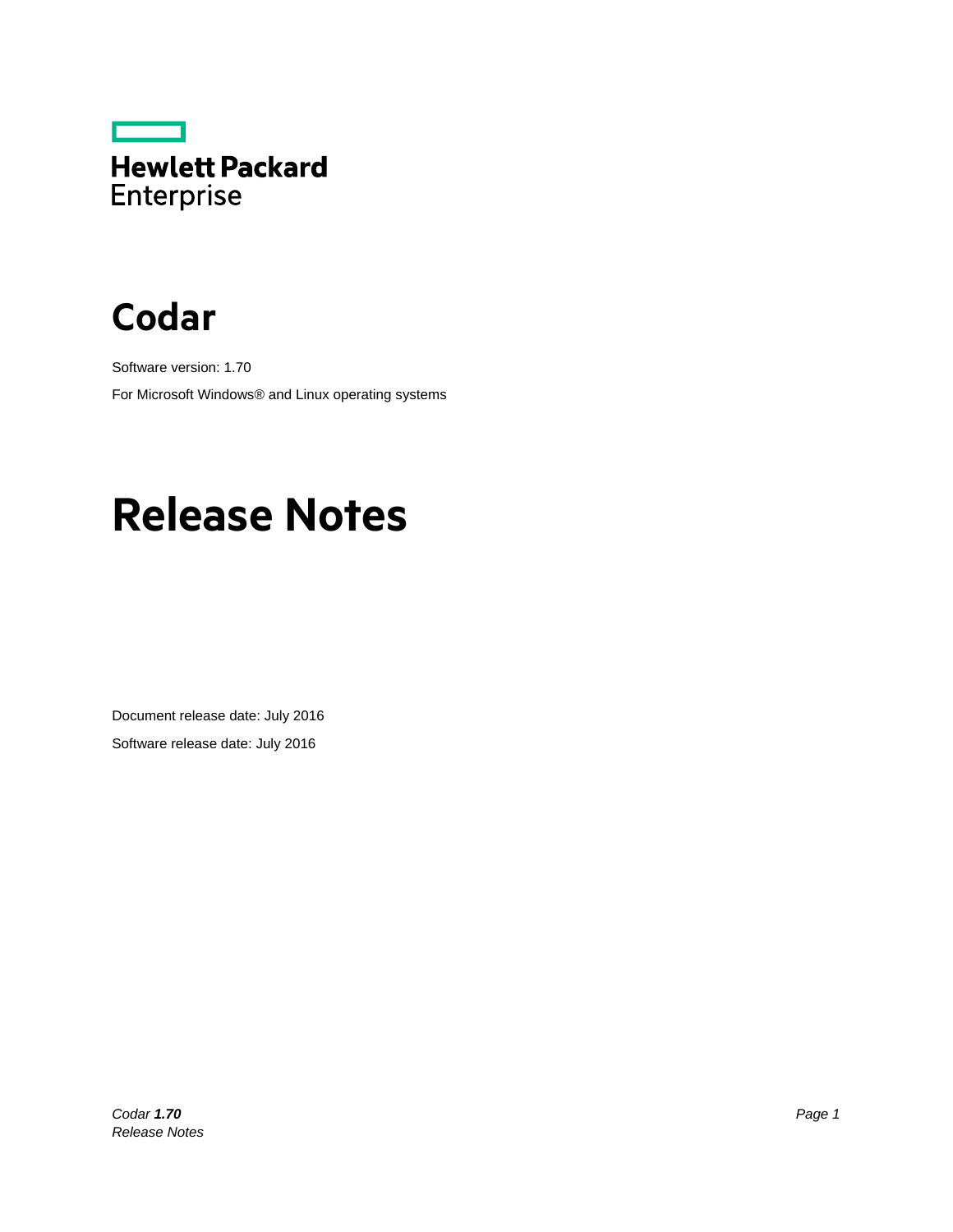Hewlett Packard Enterprise

# Codar

Software version: 1.70

For Microsoft Windows® and Linux operating systems

# Release Notes

Document release date: July 2016

Software release date: July 2016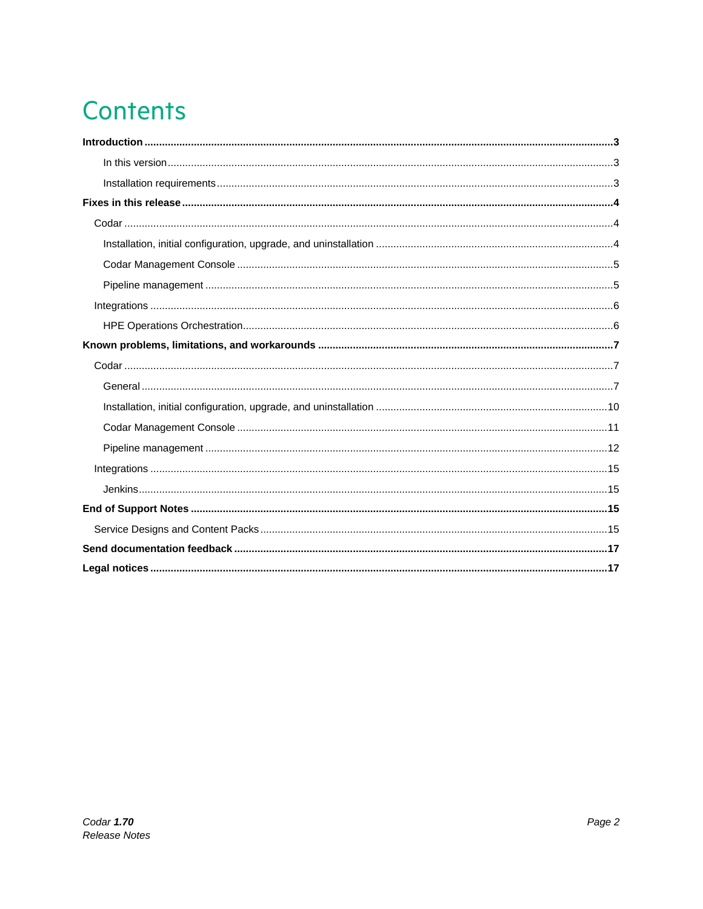# Contents

**Introduction** ..... **3**

- In this version ..... 3
- Installation requirements ..... 3

**Fixes in this release** ..... **4**

- Codar ..... 4
  - Installation, initial configuration, upgrade, and uninstallation ..... 4
  - Codar Management Console ..... 5
  - Pipeline management ..... 5
- Integrations ..... 6
  - HPE Operations Orchestration ..... 6

**Known problems, limitations, and workarounds** ..... **7**

- Codar ..... 7
  - General ..... 7
  - Installation, initial configuration, upgrade, and uninstallation ..... 10
  - Codar Management Console ..... 11
  - Pipeline management ..... 12
- Integrations ..... 15
  - Jenkins ..... 15

**End of Support Notes** ..... **15**

- Service Designs and Content Packs ..... 15

**Send documentation feedback** ..... **17**

**Legal notices** ..... **17**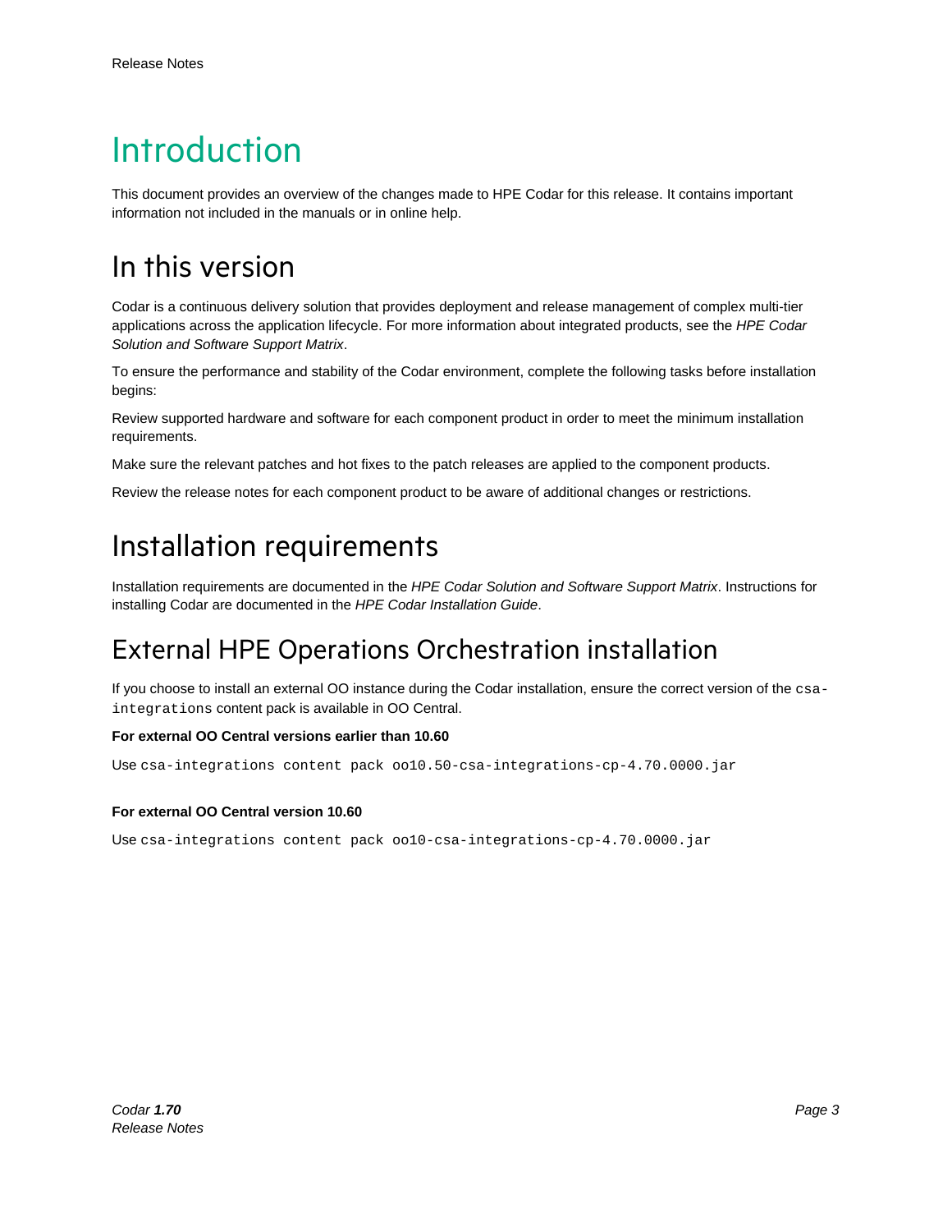# Introduction

This document provides an overview of the changes made to HPE Codar for this release. It contains important information not included in the manuals or in online help.

## In this version

Codar is a continuous delivery solution that provides deployment and release management of complex multi-tier applications across the application lifecycle. For more information about integrated products, see the *HPE Codar Solution and Software Support Matrix*.

To ensure the performance and stability of the Codar environment, complete the following tasks before installation begins:

Review supported hardware and software for each component product in order to meet the minimum installation requirements.

Make sure the relevant patches and hot fixes to the patch releases are applied to the component products.

Review the release notes for each component product to be aware of additional changes or restrictions.

## Installation requirements

Installation requirements are documented in the *HPE Codar Solution and Software Support Matrix*. Instructions for installing Codar are documented in the *HPE Codar Installation Guide*.

## External HPE Operations Orchestration installation

If you choose to install an external OO instance during the Codar installation, ensure the correct version of the `csa-integrations` content pack is available in OO Central.

**For external OO Central versions earlier than 10.60**

Use `csa-integrations content pack oo10.50-csa-integrations-cp-4.70.0000.jar`

**For external OO Central version 10.60**

Use `csa-integrations content pack oo10-csa-integrations-cp-4.70.0000.jar`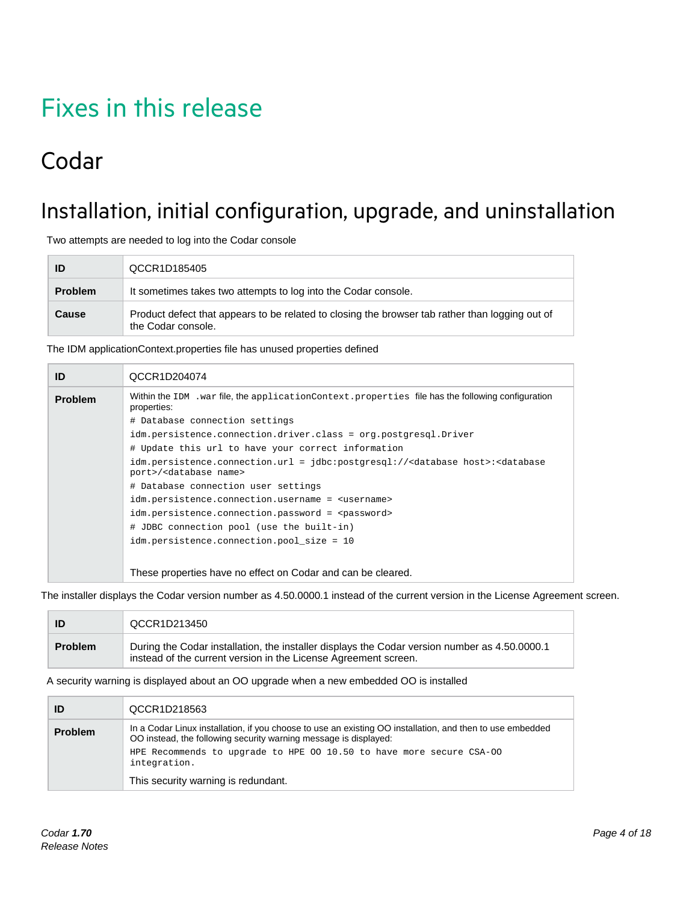# Fixes in this release

## Codar

### Installation, initial configuration, upgrade, and uninstallation

Two attempts are needed to log into the Codar console

| ID | QCCR1D185405 |
|---|---|
| **Problem** | It sometimes takes two attempts to log into the Codar console. |
| **Cause** | Product defect that appears to be related to closing the browser tab rather than logging out of the Codar console. |

The IDM applicationContext.properties file has unused properties defined

| ID | QCCR1D204074 |
|---|---|
| **Problem** | Within the `IDM .war` file, the `applicationContext.properties` file has the following configuration properties:<br>`# Database connection settings`<br>`idm.persistence.connection.driver.class = org.postgresql.Driver`<br>`# Update this url to have your correct information`<br>`idm.persistence.connection.url = jdbc:postgresql://<database host>:<database port>/<database name>`<br>`# Database connection user settings`<br>`idm.persistence.connection.username = <username>`<br>`idm.persistence.connection.password = <password>`<br>`# JDBC connection pool (use the built-in)`<br>`idm.persistence.connection.pool_size = 10`<br><br>These properties have no effect on Codar and can be cleared. |

The installer displays the Codar version number as 4.50.0000.1 instead of the current version in the License Agreement screen.

| ID | QCCR1D213450 |
|---|---|
| **Problem** | During the Codar installation, the installer displays the Codar version number as 4.50.0000.1 instead of the current version in the License Agreement screen. |

A security warning is displayed about an OO upgrade when a new embedded OO is installed

| ID | QCCR1D218563 |
|---|---|
| **Problem** | In a Codar Linux installation, if you choose to use an existing OO installation, and then to use embedded OO instead, the following security warning message is displayed:<br>`HPE Recommends to upgrade to HPE OO 10.50 to have more secure CSA-OO integration.`<br>This security warning is redundant. |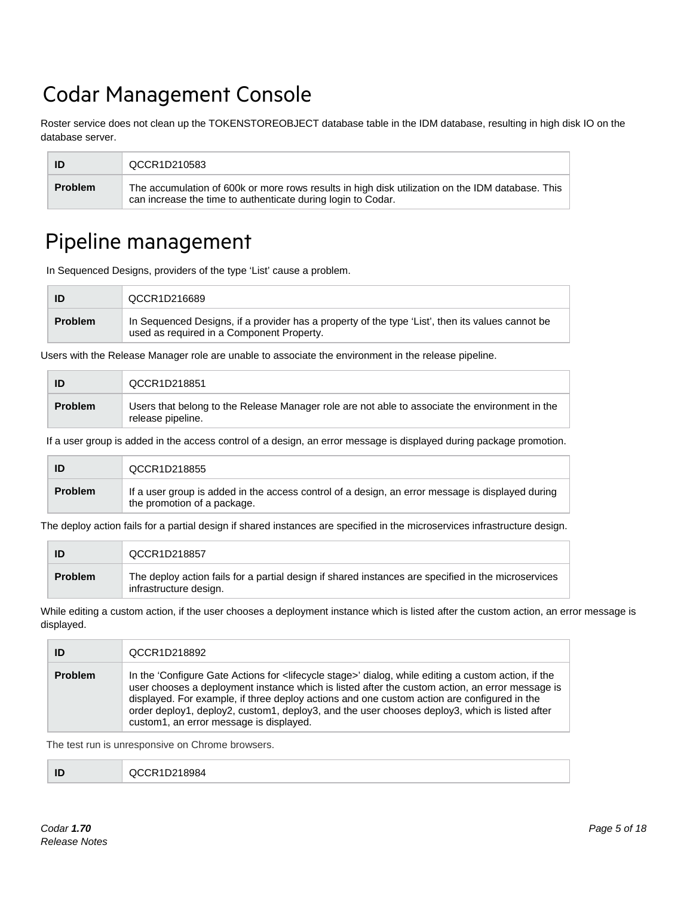# Codar Management Console

Roster service does not clean up the TOKENSTOREOBJECT database table in the IDM database, resulting in high disk IO on the database server.

| ID | QCCR1D210583 |
|---|---|
| **Problem** | The accumulation of 600k or more rows results in high disk utilization on the IDM database. This can increase the time to authenticate during login to Codar. |

# Pipeline management

In Sequenced Designs, providers of the type 'List' cause a problem.

| ID | QCCR1D216689 |
|---|---|
| **Problem** | In Sequenced Designs, if a provider has a property of the type 'List', then its values cannot be used as required in a Component Property. |

Users with the Release Manager role are unable to associate the environment in the release pipeline.

| ID | QCCR1D218851 |
|---|---|
| **Problem** | Users that belong to the Release Manager role are not able to associate the environment in the release pipeline. |

If a user group is added in the access control of a design, an error message is displayed during package promotion.

| ID | QCCR1D218855 |
|---|---|
| **Problem** | If a user group is added in the access control of a design, an error message is displayed during the promotion of a package. |

The deploy action fails for a partial design if shared instances are specified in the microservices infrastructure design.

| ID | QCCR1D218857 |
|---|---|
| **Problem** | The deploy action fails for a partial design if shared instances are specified in the microservices infrastructure design. |

While editing a custom action, if the user chooses a deployment instance which is listed after the custom action, an error message is displayed.

| ID | QCCR1D218892 |
|---|---|
| **Problem** | In the 'Configure Gate Actions for <lifecycle stage>' dialog, while editing a custom action, if the user chooses a deployment instance which is listed after the custom action, an error message is displayed. For example, if three deploy actions and one custom action are configured in the order deploy1, deploy2, custom1, deploy3, and the user chooses deploy3, which is listed after custom1, an error message is displayed. |

The test run is unresponsive on Chrome browsers.

| ID | QCCR1D218984 |
|---|---|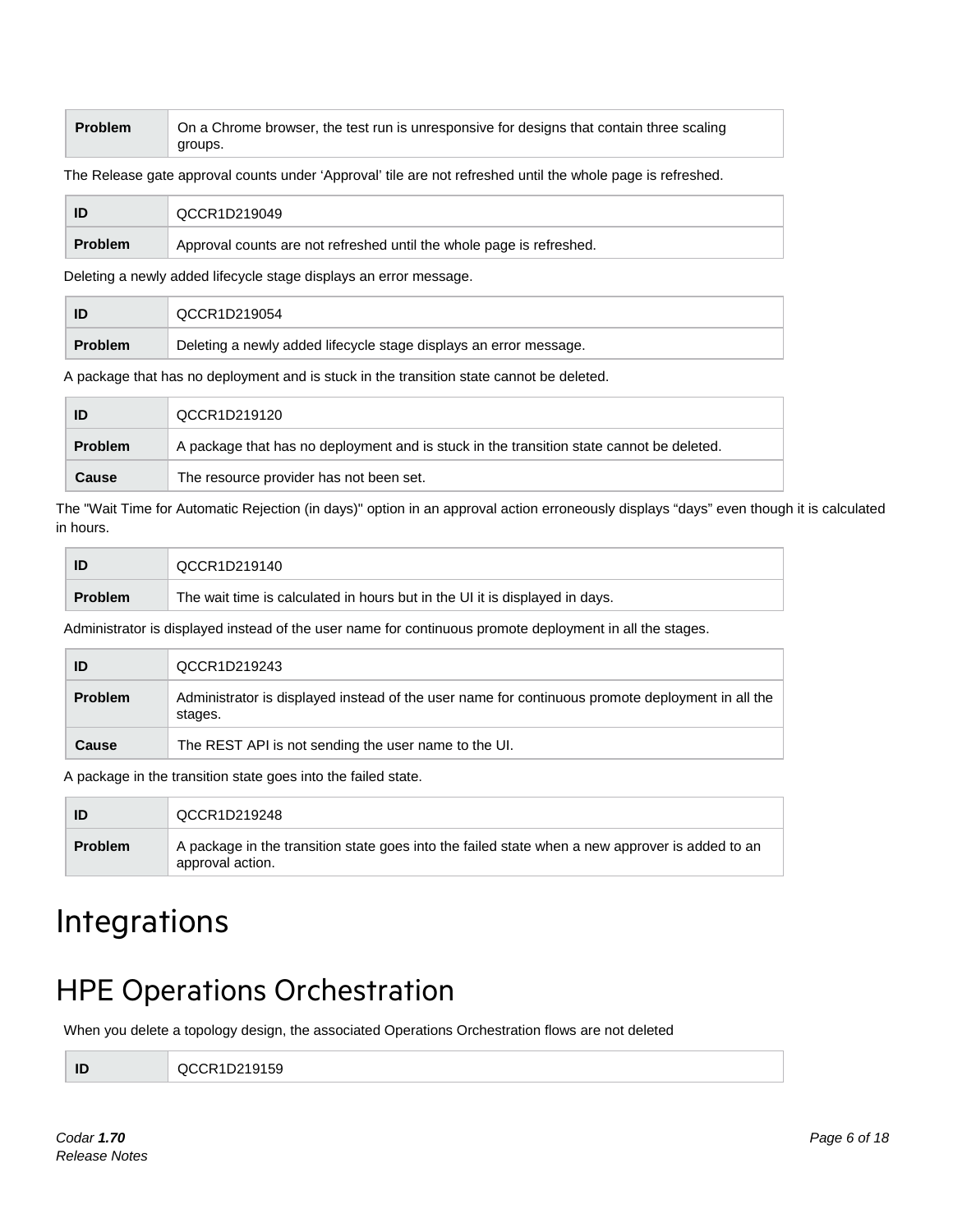| Problem | On a Chrome browser, the test run is unresponsive for designs that contain three scaling groups. |
|---|---|

The Release gate approval counts under ‘Approval’ tile are not refreshed until the whole page is refreshed.

| ID | QCCR1D219049 |
|---|---|
| Problem | Approval counts are not refreshed until the whole page is refreshed. |

Deleting a newly added lifecycle stage displays an error message.

| ID | QCCR1D219054 |
|---|---|
| Problem | Deleting a newly added lifecycle stage displays an error message. |

A package that has no deployment and is stuck in the transition state cannot be deleted.

| ID | QCCR1D219120 |
|---|---|
| Problem | A package that has no deployment and is stuck in the transition state cannot be deleted. |
| Cause | The resource provider has not been set. |

The "Wait Time for Automatic Rejection (in days)" option in an approval action erroneously displays “days” even though it is calculated in hours.

| ID | QCCR1D219140 |
|---|---|
| Problem | The wait time is calculated in hours but in the UI it is displayed in days. |

Administrator is displayed instead of the user name for continuous promote deployment in all the stages.

| ID | QCCR1D219243 |
|---|---|
| Problem | Administrator is displayed instead of the user name for continuous promote deployment in all the stages. |
| Cause | The REST API is not sending the user name to the UI. |

A package in the transition state goes into the failed state.

| ID | QCCR1D219248 |
|---|---|
| Problem | A package in the transition state goes into the failed state when a new approver is added to an approval action. |

# Integrations

## HPE Operations Orchestration

When you delete a topology design, the associated Operations Orchestration flows are not deleted

| ID | QCCR1D219159 |
|---|---|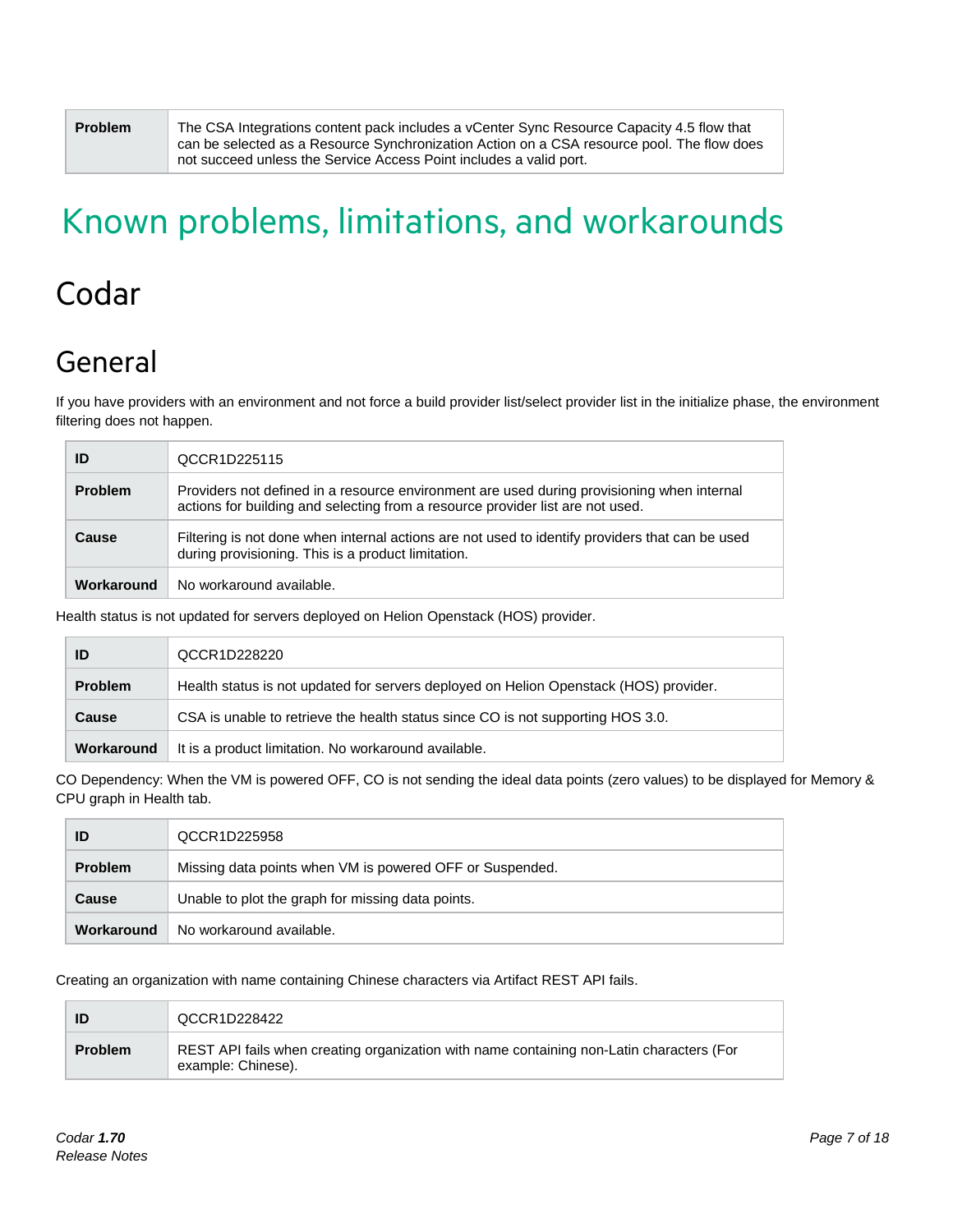| Problem | The CSA Integrations content pack includes a vCenter Sync Resource Capacity 4.5 flow that can be selected as a Resource Synchronization Action on a CSA resource pool. The flow does not succeed unless the Service Access Point includes a valid port. |
|---|---|

# Known problems, limitations, and workarounds

## Codar

### General

If you have providers with an environment and not force a build provider list/select provider list in the initialize phase, the environment filtering does not happen.

| ID | QCCR1D225115 |
|---|---|
| Problem | Providers not defined in a resource environment are used during provisioning when internal actions for building and selecting from a resource provider list are not used. |
| Cause | Filtering is not done when internal actions are not used to identify providers that can be used during provisioning. This is a product limitation. |
| Workaround | No workaround available. |

Health status is not updated for servers deployed on Helion Openstack (HOS) provider.

| ID | QCCR1D228220 |
|---|---|
| Problem | Health status is not updated for servers deployed on Helion Openstack (HOS) provider. |
| Cause | CSA is unable to retrieve the health status since CO is not supporting HOS 3.0. |
| Workaround | It is a product limitation. No workaround available. |

CO Dependency: When the VM is powered OFF, CO is not sending the ideal data points (zero values) to be displayed for Memory & CPU graph in Health tab.

| ID | QCCR1D225958 |
|---|---|
| Problem | Missing data points when VM is powered OFF or Suspended. |
| Cause | Unable to plot the graph for missing data points. |
| Workaround | No workaround available. |

Creating an organization with name containing Chinese characters via Artifact REST API fails.

| ID | QCCR1D228422 |
|---|---|
| Problem | REST API fails when creating organization with name containing non-Latin characters (For example: Chinese). |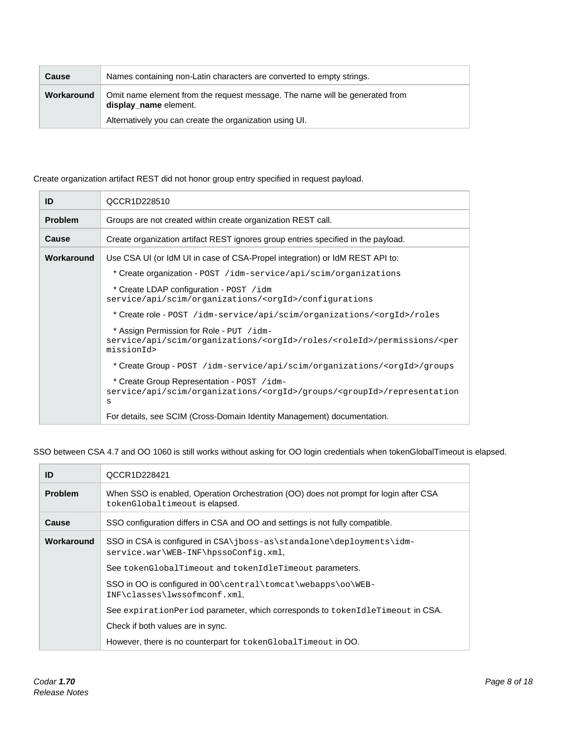| Cause | Names containing non-Latin characters are converted to empty strings. |
|---|---|
| Workaround | Omit name element from the request message. The name will be generated from **display_name** element.<br><br>Alternatively you can create the organization using UI. |

Create organization artifact REST did not honor group entry specified in request payload.

| ID | QCCR1D228510 |
|---|---|
| Problem | Groups are not created within create organization REST call. |
| Cause | Create organization artifact REST ignores group entries specified in the payload. |
| Workaround | Use CSA UI (or IdM UI in case of CSA-Propel integration) or IdM REST API to:<br><br>* Create organization - `POST /idm-service/api/scim/organizations`<br><br>* Create LDAP configuration - `POST /idm service/api/scim/organizations/<orgId>/configurations`<br><br>* Create role - `POST /idm-service/api/scim/organizations/<orgId>/roles`<br><br>* Assign Permission for Role - `PUT /idm-service/api/scim/organizations/<orgId>/roles/<roleId>/permissions/<permissionId>`<br><br>* Create Group - `POST /idm-service/api/scim/organizations/<orgId>/groups`<br><br>* Create Group Representation - `POST /idm-service/api/scim/organizations/<orgId>/groups/<groupId>/representations`<br><br>For details, see SCIM (Cross-Domain Identity Management) documentation. |

SSO between CSA 4.7 and OO 1060 is still works without asking for OO login credentials when tokenGlobalTimeout is elapsed.

| ID | QCCR1D228421 |
|---|---|
| Problem | When SSO is enabled, Operation Orchestration (OO) does not prompt for login after CSA `tokenGlobaltimeout` is elapsed. |
| Cause | SSO configuration differs in CSA and OO and settings is not fully compatible. |
| Workaround | SSO in CSA is configured in `CSA\jboss-as\standalone\deployments\idm-service.war\WEB-INF\hpssoConfig.xml`,<br><br>See `tokenGlobalTimeout` and `tokenIdleTimeout` parameters.<br><br>SSO in OO is configured in `OO\central\tomcat\webapps\oo\WEB-INF\classes\lwssofmconf.xml`,<br><br>See `expirationPeriod` parameter, which corresponds to `tokenIdleTimeout` in CSA.<br><br>Check if both values are in sync.<br><br>However, there is no counterpart for `tokenGlobalTimeout` in OO. |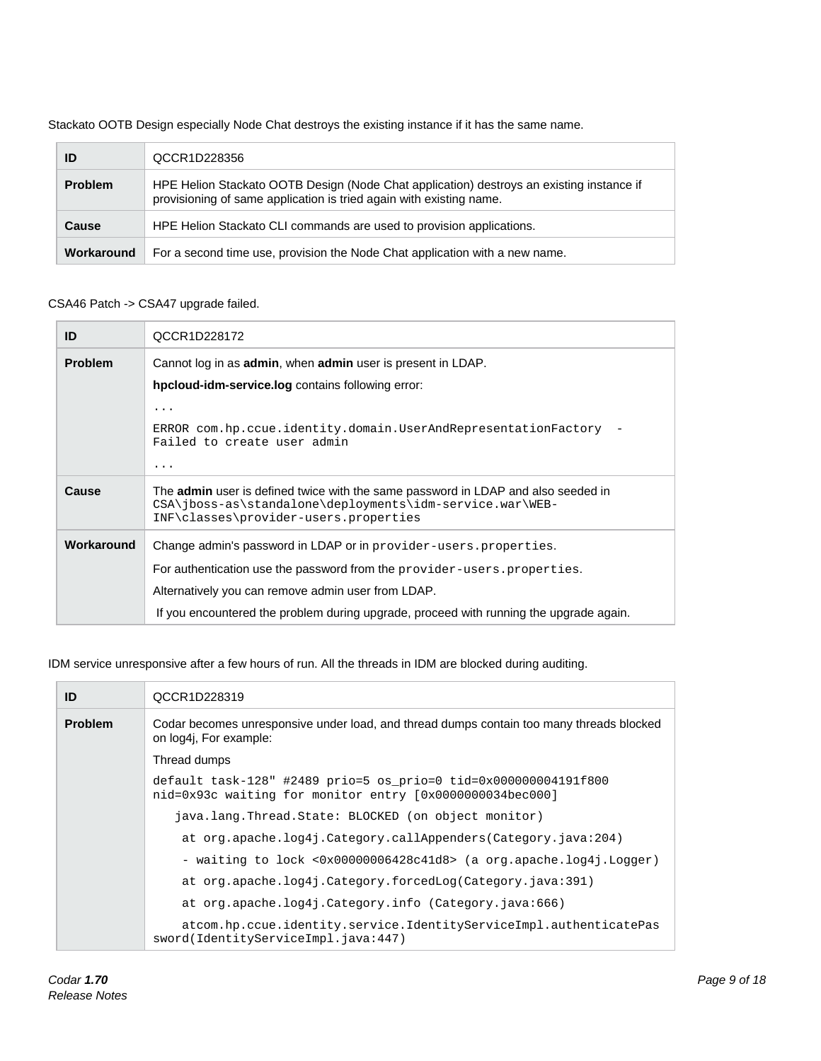Stackato OOTB Design especially Node Chat destroys the existing instance if it has the same name.

| ID | QCCR1D228356 |
|---|---|
| **Problem** | HPE Helion Stackato OOTB Design (Node Chat application) destroys an existing instance if provisioning of same application is tried again with existing name. |
| **Cause** | HPE Helion Stackato CLI commands are used to provision applications. |
| **Workaround** | For a second time use, provision the Node Chat application with a new name. |

CSA46 Patch -> CSA47 upgrade failed.

| ID | QCCR1D228172 |
|---|---|
| **Problem** | Cannot log in as **admin**, when **admin** user is present in LDAP.<br>**hpcloud-idm-service.log** contains following error:<br>`...`<br>`ERROR com.hp.ccue.identity.domain.UserAndRepresentationFactory - Failed to create user admin`<br>`...` |
| **Cause** | The **admin** user is defined twice with the same password in LDAP and also seeded in `CSA\jboss-as\standalone\deployments\idm-service.war\WEB-INF\classes\provider-users.properties` |
| **Workaround** | Change admin's password in LDAP or in `provider-users.properties`.<br>For authentication use the password from the `provider-users.properties`.<br>Alternatively you can remove admin user from LDAP.<br>If you encountered the problem during upgrade, proceed with running the upgrade again. |

IDM service unresponsive after a few hours of run. All the threads in IDM are blocked during auditing.

| ID | QCCR1D228319 |
|---|---|
| **Problem** | Codar becomes unresponsive under load, and thread dumps contain too many threads blocked on log4j, For example:<br>Thread dumps<br>`default task-128" #2489 prio=5 os_prio=0 tid=0x000000004191f800 nid=0x93c waiting for monitor entry [0x0000000034bec000]`<br>`java.lang.Thread.State: BLOCKED (on object monitor)`<br>`at org.apache.log4j.Category.callAppenders(Category.java:204)`<br>`- waiting to lock <0x00000006428c41d8> (a org.apache.log4j.Logger)`<br>`at org.apache.log4j.Category.forcedLog(Category.java:391)`<br>`at org.apache.log4j.Category.info (Category.java:666)`<br>`atcom.hp.ccue.identity.service.IdentityServiceImpl.authenticatePassword(IdentityServiceImpl.java:447)` |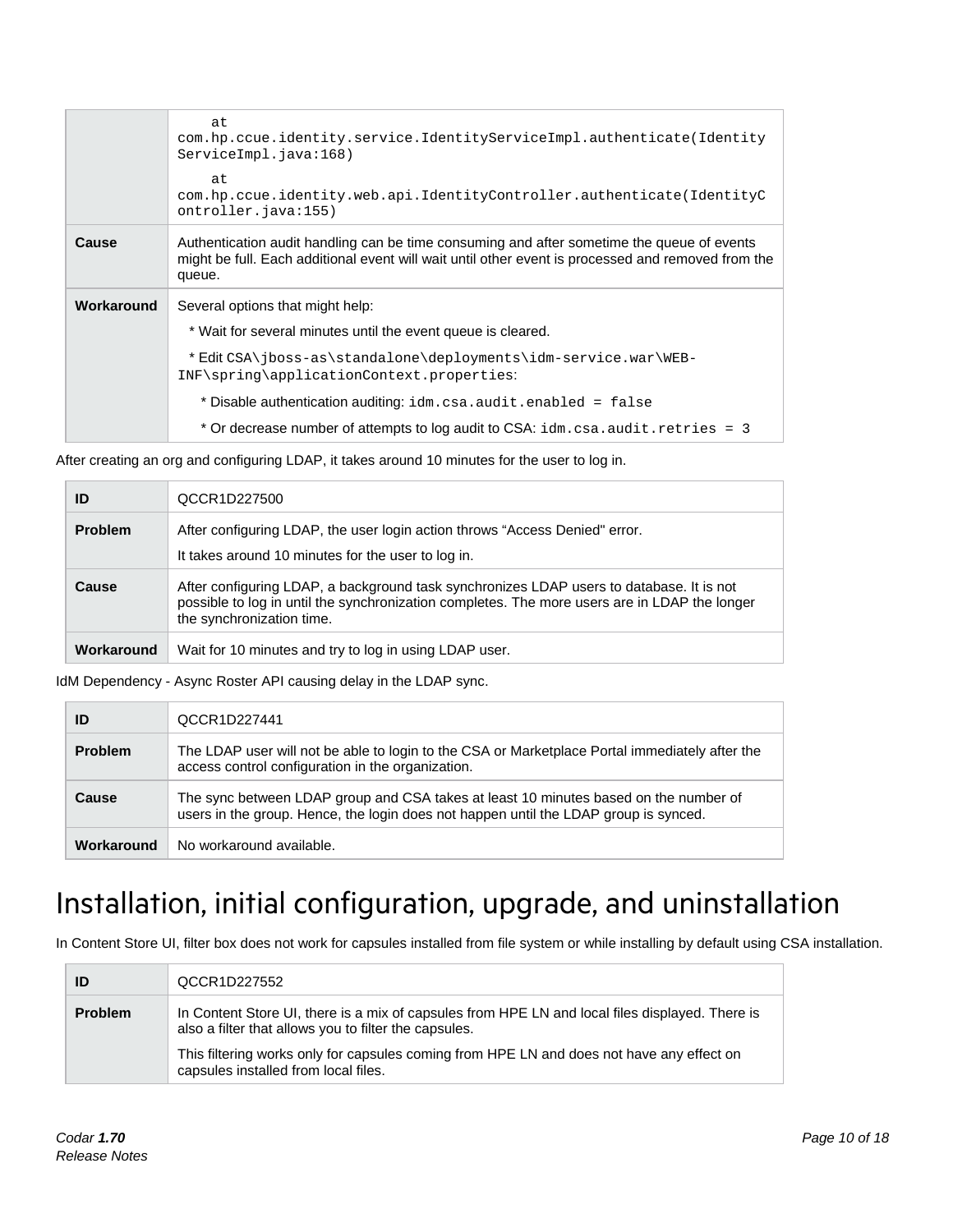|  | at com.hp.ccue.identity.service.IdentityServiceImpl.authenticate(IdentityServiceImpl.java:168)<br>at com.hp.ccue.identity.web.api.IdentityController.authenticate(IdentityController.java:155) |
| --- | --- |
| **Cause** | Authentication audit handling can be time consuming and after sometime the queue of events might be full. Each additional event will wait until other event is processed and removed from the queue. |
| **Workaround** | Several options that might help:<br>* Wait for several minutes until the event queue is cleared.<br>* Edit `CSA\jboss-as\standalone\deployments\idm-service.war\WEB-INF\spring\applicationContext.properties`:<br>* Disable authentication auditing: `idm.csa.audit.enabled = false`<br>* Or decrease number of attempts to log audit to CSA: `idm.csa.audit.retries = 3` |

After creating an org and configuring LDAP, it takes around 10 minutes for the user to log in.

| **ID** | QCCR1D227500 |
| --- | --- |
| **Problem** | After configuring LDAP, the user login action throws “Access Denied" error.<br>It takes around 10 minutes for the user to log in. |
| **Cause** | After configuring LDAP, a background task synchronizes LDAP users to database. It is not possible to log in until the synchronization completes. The more users are in LDAP the longer the synchronization time. |
| **Workaround** | Wait for 10 minutes and try to log in using LDAP user. |

IdM Dependency - Async Roster API causing delay in the LDAP sync.

| **ID** | QCCR1D227441 |
| --- | --- |
| **Problem** | The LDAP user will not be able to login to the CSA or Marketplace Portal immediately after the access control configuration in the organization. |
| **Cause** | The sync between LDAP group and CSA takes at least 10 minutes based on the number of users in the group. Hence, the login does not happen until the LDAP group is synced. |
| **Workaround** | No workaround available. |

# Installation, initial configuration, upgrade, and uninstallation

In Content Store UI, filter box does not work for capsules installed from file system or while installing by default using CSA installation.

| **ID** | QCCR1D227552 |
| --- | --- |
| **Problem** | In Content Store UI, there is a mix of capsules from HPE LN and local files displayed. There is also a filter that allows you to filter the capsules.<br>This filtering works only for capsules coming from HPE LN and does not have any effect on capsules installed from local files. |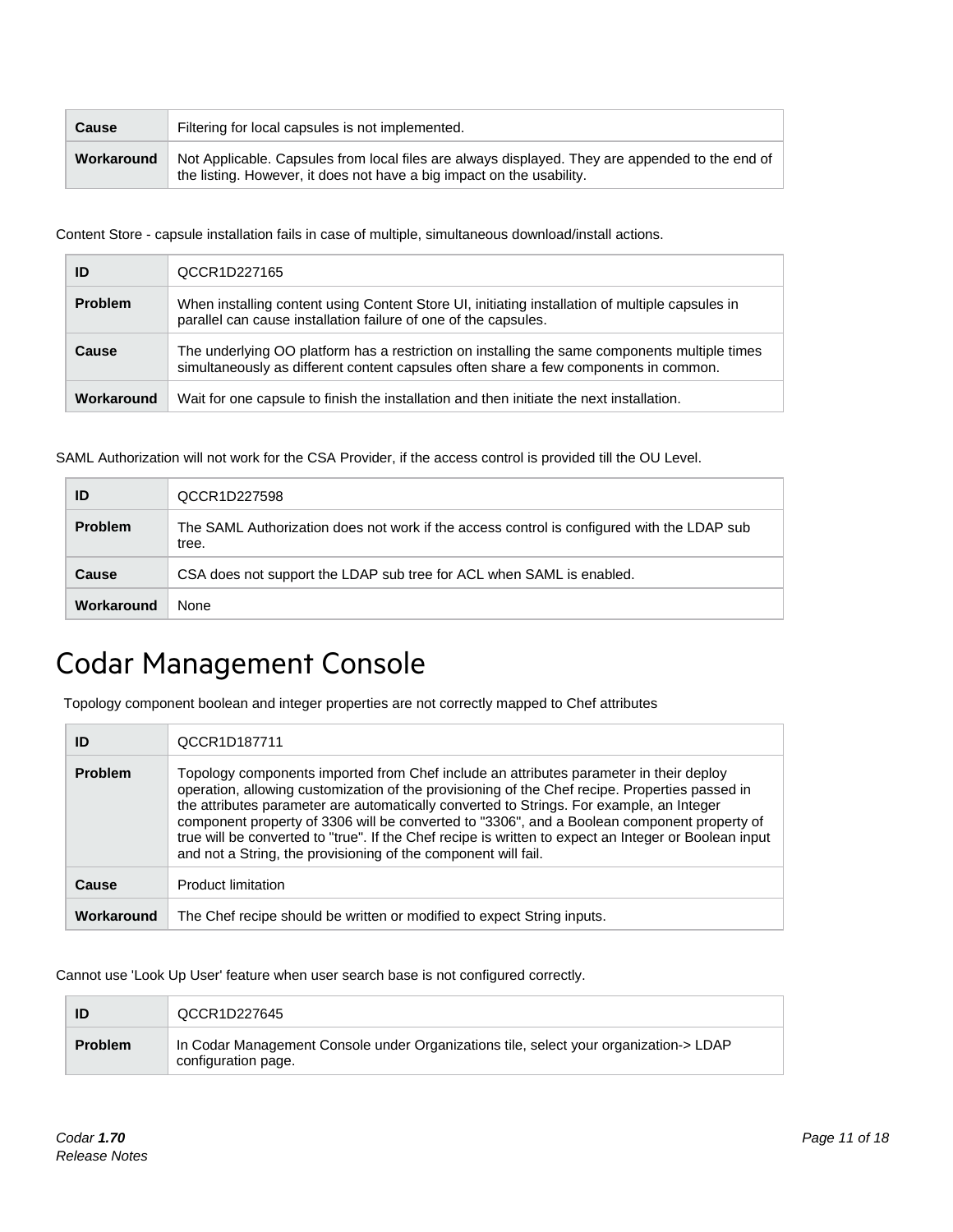| Cause | Filtering for local capsules is not implemented. |
| --- | --- |
| Workaround | Not Applicable. Capsules from local files are always displayed. They are appended to the end of the listing. However, it does not have a big impact on the usability. |

Content Store - capsule installation fails in case of multiple, simultaneous download/install actions.

| ID | QCCR1D227165 |
| --- | --- |
| Problem | When installing content using Content Store UI, initiating installation of multiple capsules in parallel can cause installation failure of one of the capsules. |
| Cause | The underlying OO platform has a restriction on installing the same components multiple times simultaneously as different content capsules often share a few components in common. |
| Workaround | Wait for one capsule to finish the installation and then initiate the next installation. |

SAML Authorization will not work for the CSA Provider, if the access control is provided till the OU Level.

| ID | QCCR1D227598 |
| --- | --- |
| Problem | The SAML Authorization does not work if the access control is configured with the LDAP sub tree. |
| Cause | CSA does not support the LDAP sub tree for ACL when SAML is enabled. |
| Workaround | None |

# Codar Management Console

Topology component boolean and integer properties are not correctly mapped to Chef attributes

| ID | QCCR1D187711 |
| --- | --- |
| Problem | Topology components imported from Chef include an attributes parameter in their deploy operation, allowing customization of the provisioning of the Chef recipe. Properties passed in the attributes parameter are automatically converted to Strings. For example, an Integer component property of 3306 will be converted to "3306", and a Boolean component property of true will be converted to "true". If the Chef recipe is written to expect an Integer or Boolean input and not a String, the provisioning of the component will fail. |
| Cause | Product limitation |
| Workaround | The Chef recipe should be written or modified to expect String inputs. |

Cannot use 'Look Up User' feature when user search base is not configured correctly.

| ID | QCCR1D227645 |
| --- | --- |
| Problem | In Codar Management Console under Organizations tile, select your organization-> LDAP configuration page. |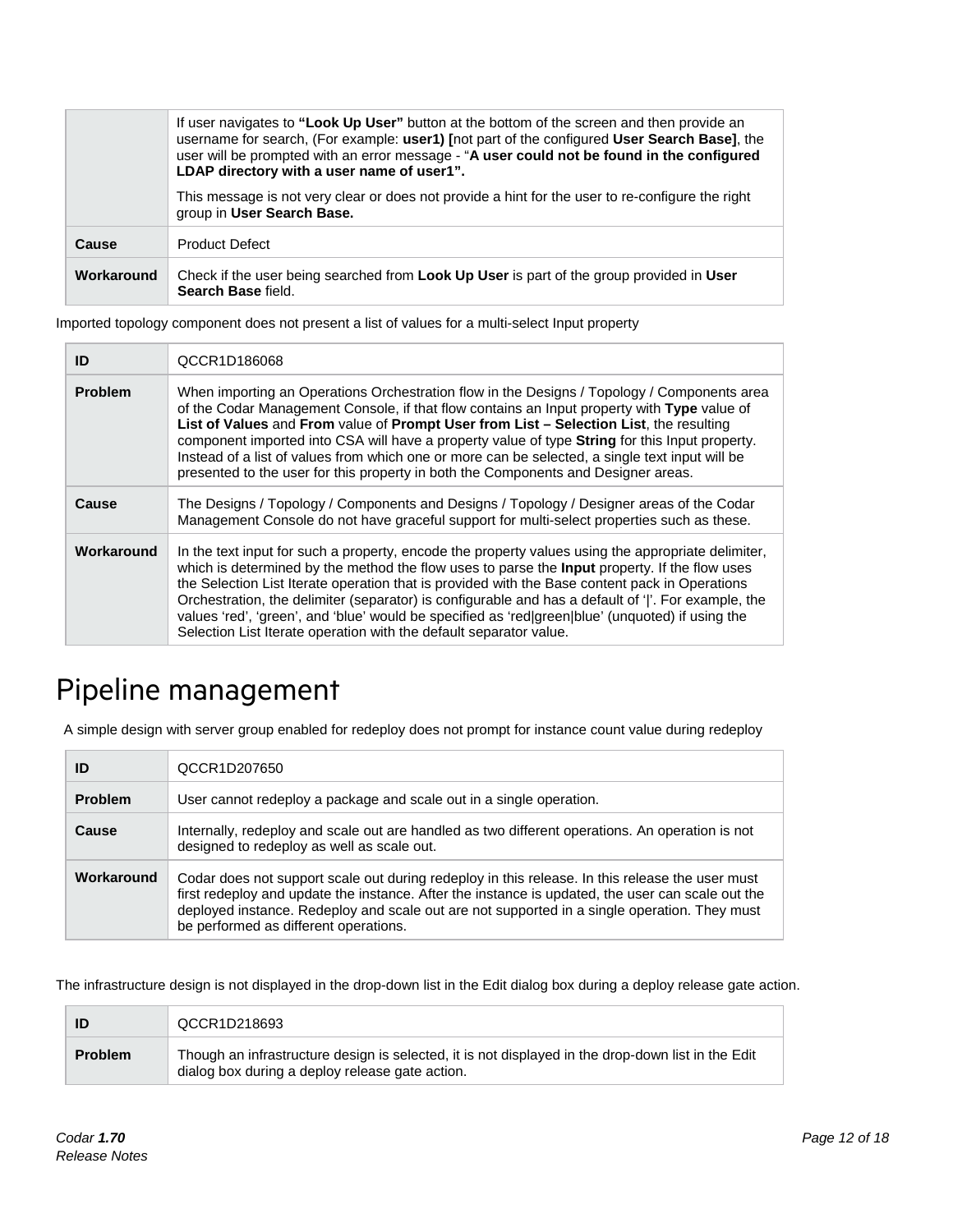| | |
|---|---|
| | If user navigates to **"Look Up User"** button at the bottom of the screen and then provide an username for search, (For example: **user1) [**not part of the configured **User Search Base]**, the user will be prompted with an error message - "**A user could not be found in the configured LDAP directory with a user name of user1".** <br><br> This message is not very clear or does not provide a hint for the user to re-configure the right group in **User Search Base.** |
| **Cause** | Product Defect |
| **Workaround** | Check if the user being searched from **Look Up User** is part of the group provided in **User Search Base** field. |

Imported topology component does not present a list of values for a multi-select Input property

| | |
|---|---|
| **ID** | QCCR1D186068 |
| **Problem** | When importing an Operations Orchestration flow in the Designs / Topology / Components area of the Codar Management Console, if that flow contains an Input property with **Type** value of **List of Values** and **From** value of **Prompt User from List – Selection List**, the resulting component imported into CSA will have a property value of type **String** for this Input property. Instead of a list of values from which one or more can be selected, a single text input will be presented to the user for this property in both the Components and Designer areas. |
| **Cause** | The Designs / Topology / Components and Designs / Topology / Designer areas of the Codar Management Console do not have graceful support for multi-select properties such as these. |
| **Workaround** | In the text input for such a property, encode the property values using the appropriate delimiter, which is determined by the method the flow uses to parse the **Input** property. If the flow uses the Selection List Iterate operation that is provided with the Base content pack in Operations Orchestration, the delimiter (separator) is configurable and has a default of '\|'. For example, the values 'red', 'green', and 'blue' would be specified as 'red\|green\|blue' (unquoted) if using the Selection List Iterate operation with the default separator value. |

# Pipeline management

A simple design with server group enabled for redeploy does not prompt for instance count value during redeploy

| | |
|---|---|
| **ID** | QCCR1D207650 |
| **Problem** | User cannot redeploy a package and scale out in a single operation. |
| **Cause** | Internally, redeploy and scale out are handled as two different operations. An operation is not designed to redeploy as well as scale out. |
| **Workaround** | Codar does not support scale out during redeploy in this release. In this release the user must first redeploy and update the instance. After the instance is updated, the user can scale out the deployed instance. Redeploy and scale out are not supported in a single operation. They must be performed as different operations. |

The infrastructure design is not displayed in the drop-down list in the Edit dialog box during a deploy release gate action.

| | |
|---|---|
| **ID** | QCCR1D218693 |
| **Problem** | Though an infrastructure design is selected, it is not displayed in the drop-down list in the Edit dialog box during a deploy release gate action. |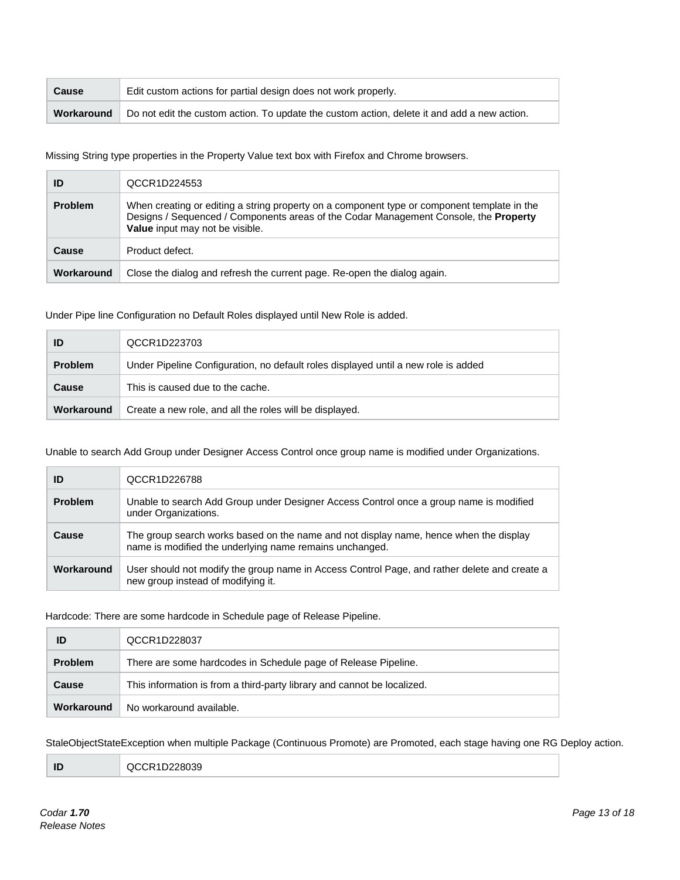| Cause | Edit custom actions for partial design does not work properly. |
| --- | --- |
| Workaround | Do not edit the custom action. To update the custom action, delete it and add a new action. |

Missing String type properties in the Property Value text box with Firefox and Chrome browsers.

| ID | QCCR1D224553 |
| --- | --- |
| Problem | When creating or editing a string property on a component type or component template in the Designs / Sequenced / Components areas of the Codar Management Console, the **Property Value** input may not be visible. |
| Cause | Product defect. |
| Workaround | Close the dialog and refresh the current page. Re-open the dialog again. |

Under Pipe line Configuration no Default Roles displayed until New Role is added.

| ID | QCCR1D223703 |
| --- | --- |
| Problem | Under Pipeline Configuration, no default roles displayed until a new role is added |
| Cause | This is caused due to the cache. |
| Workaround | Create a new role, and all the roles will be displayed. |

Unable to search Add Group under Designer Access Control once group name is modified under Organizations.

| ID | QCCR1D226788 |
| --- | --- |
| Problem | Unable to search Add Group under Designer Access Control once a group name is modified under Organizations. |
| Cause | The group search works based on the name and not display name, hence when the display name is modified the underlying name remains unchanged. |
| Workaround | User should not modify the group name in Access Control Page, and rather delete and create a new group instead of modifying it. |

Hardcode: There are some hardcode in Schedule page of Release Pipeline.

| ID | QCCR1D228037 |
| --- | --- |
| Problem | There are some hardcodes in Schedule page of Release Pipeline. |
| Cause | This information is from a third-party library and cannot be localized. |
| Workaround | No workaround available. |

StaleObjectStateException when multiple Package (Continuous Promote) are Promoted, each stage having one RG Deploy action.

| ID | QCCR1D228039 |
| --- | --- |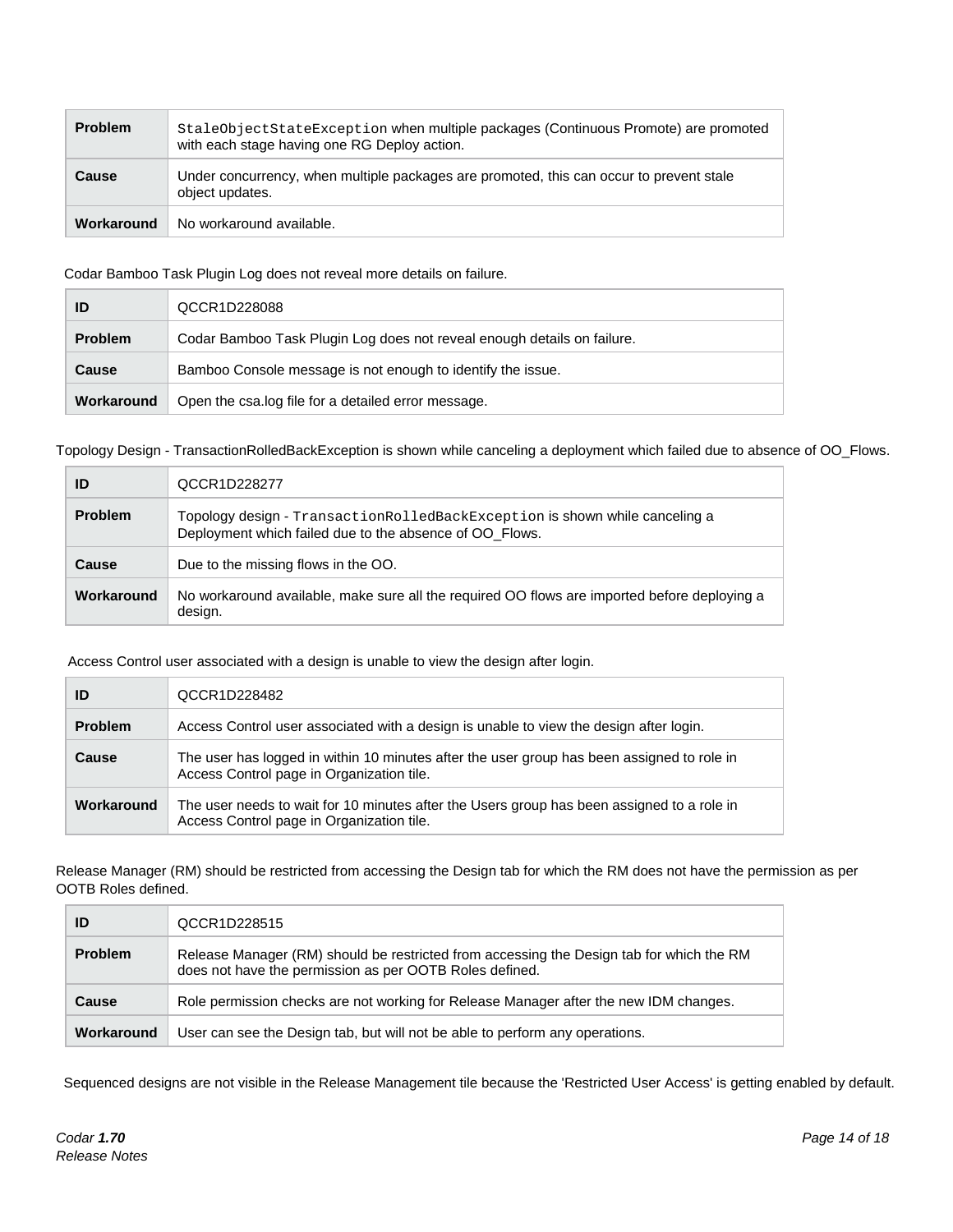| Problem | `StaleObjectStateException` when multiple packages (Continuous Promote) are promoted with each stage having one RG Deploy action. |
| --- | --- |
| Cause | Under concurrency, when multiple packages are promoted, this can occur to prevent stale object updates. |
| Workaround | No workaround available. |

Codar Bamboo Task Plugin Log does not reveal more details on failure.

| ID | QCCR1D228088 |
| --- | --- |
| Problem | Codar Bamboo Task Plugin Log does not reveal enough details on failure. |
| Cause | Bamboo Console message is not enough to identify the issue. |
| Workaround | Open the csa.log file for a detailed error message. |

Topology Design - TransactionRolledBackException is shown while canceling a deployment which failed due to absence of OO_Flows.

| ID | QCCR1D228277 |
| --- | --- |
| Problem | Topology design - `TransactionRolledBackException` is shown while canceling a Deployment which failed due to the absence of OO_Flows. |
| Cause | Due to the missing flows in the OO. |
| Workaround | No workaround available, make sure all the required OO flows are imported before deploying a design. |

Access Control user associated with a design is unable to view the design after login.

| ID | QCCR1D228482 |
| --- | --- |
| Problem | Access Control user associated with a design is unable to view the design after login. |
| Cause | The user has logged in within 10 minutes after the user group has been assigned to role in Access Control page in Organization tile. |
| Workaround | The user needs to wait for 10 minutes after the Users group has been assigned to a role in Access Control page in Organization tile. |

Release Manager (RM) should be restricted from accessing the Design tab for which the RM does not have the permission as per OOTB Roles defined.

| ID | QCCR1D228515 |
| --- | --- |
| Problem | Release Manager (RM) should be restricted from accessing the Design tab for which the RM does not have the permission as per OOTB Roles defined. |
| Cause | Role permission checks are not working for Release Manager after the new IDM changes. |
| Workaround | User can see the Design tab, but will not be able to perform any operations. |

Sequenced designs are not visible in the Release Management tile because the 'Restricted User Access' is getting enabled by default.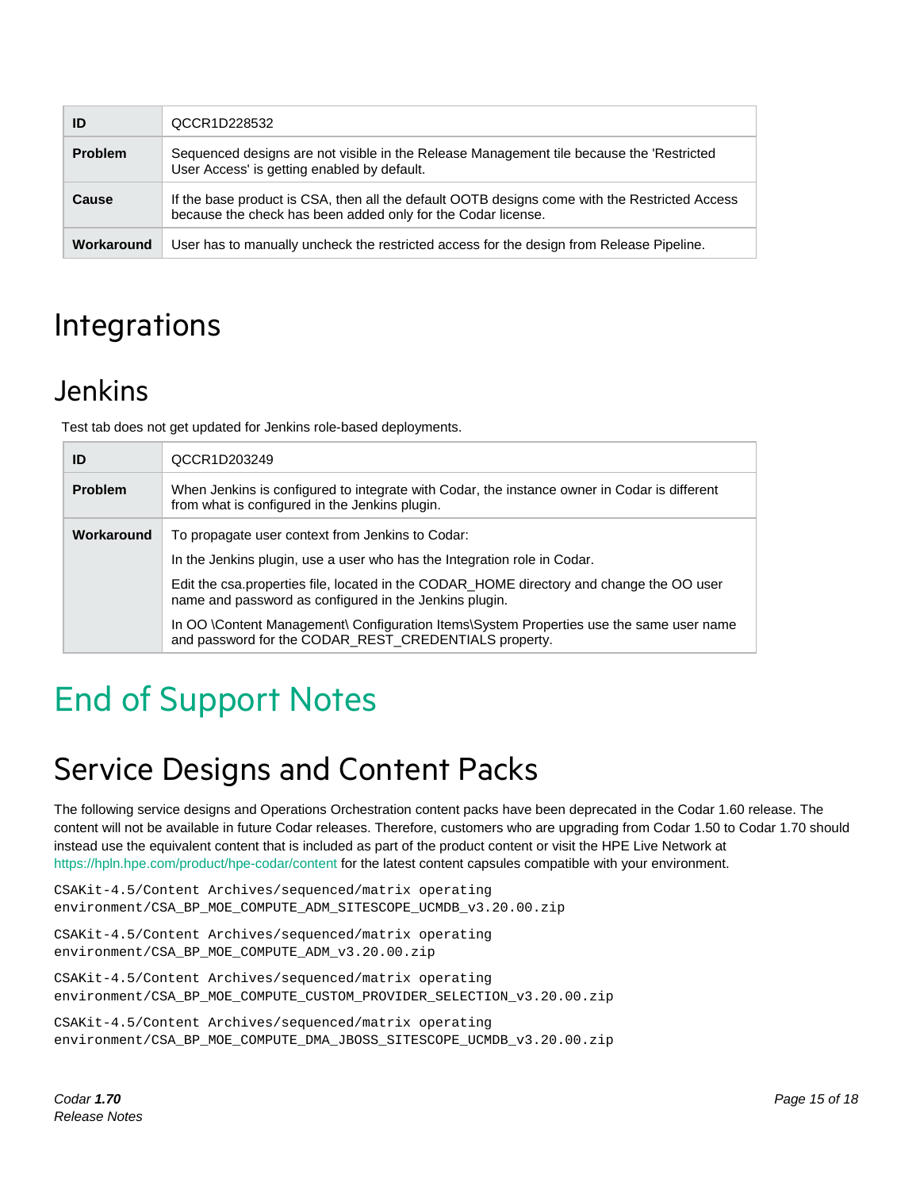| ID | QCCR1D228532 |
|---|---|
| **Problem** | Sequenced designs are not visible in the Release Management tile because the 'Restricted User Access' is getting enabled by default. |
| **Cause** | If the base product is CSA, then all the default OOTB designs come with the Restricted Access because the check has been added only for the Codar license. |
| **Workaround** | User has to manually uncheck the restricted access for the design from Release Pipeline. |

# Integrations

## Jenkins

Test tab does not get updated for Jenkins role-based deployments.

| ID | QCCR1D203249 |
|---|---|
| **Problem** | When Jenkins is configured to integrate with Codar, the instance owner in Codar is different from what is configured in the Jenkins plugin. |
| **Workaround** | To propagate user context from Jenkins to Codar: <br> In the Jenkins plugin, use a user who has the Integration role in Codar. <br> Edit the csa.properties file, located in the CODAR_HOME directory and change the OO user name and password as configured in the Jenkins plugin. <br> In OO \Content Management\ Configuration Items\System Properties use the same user name and password for the CODAR_REST_CREDENTIALS property. |

# End of Support Notes

## Service Designs and Content Packs

The following service designs and Operations Orchestration content packs have been deprecated in the Codar 1.60 release. The content will not be available in future Codar releases. Therefore, customers who are upgrading from Codar 1.50 to Codar 1.70 should instead use the equivalent content that is included as part of the product content or visit the HPE Live Network at https://hpln.hpe.com/product/hpe-codar/content for the latest content capsules compatible with your environment.

```
CSAKit-4.5/Content Archives/sequenced/matrix operating
environment/CSA_BP_MOE_COMPUTE_ADM_SITESCOPE_UCMDB_v3.20.00.zip

CSAKit-4.5/Content Archives/sequenced/matrix operating
environment/CSA_BP_MOE_COMPUTE_ADM_v3.20.00.zip

CSAKit-4.5/Content Archives/sequenced/matrix operating
environment/CSA_BP_MOE_COMPUTE_CUSTOM_PROVIDER_SELECTION_v3.20.00.zip

CSAKit-4.5/Content Archives/sequenced/matrix operating
environment/CSA_BP_MOE_COMPUTE_DMA_JBOSS_SITESCOPE_UCMDB_v3.20.00.zip
```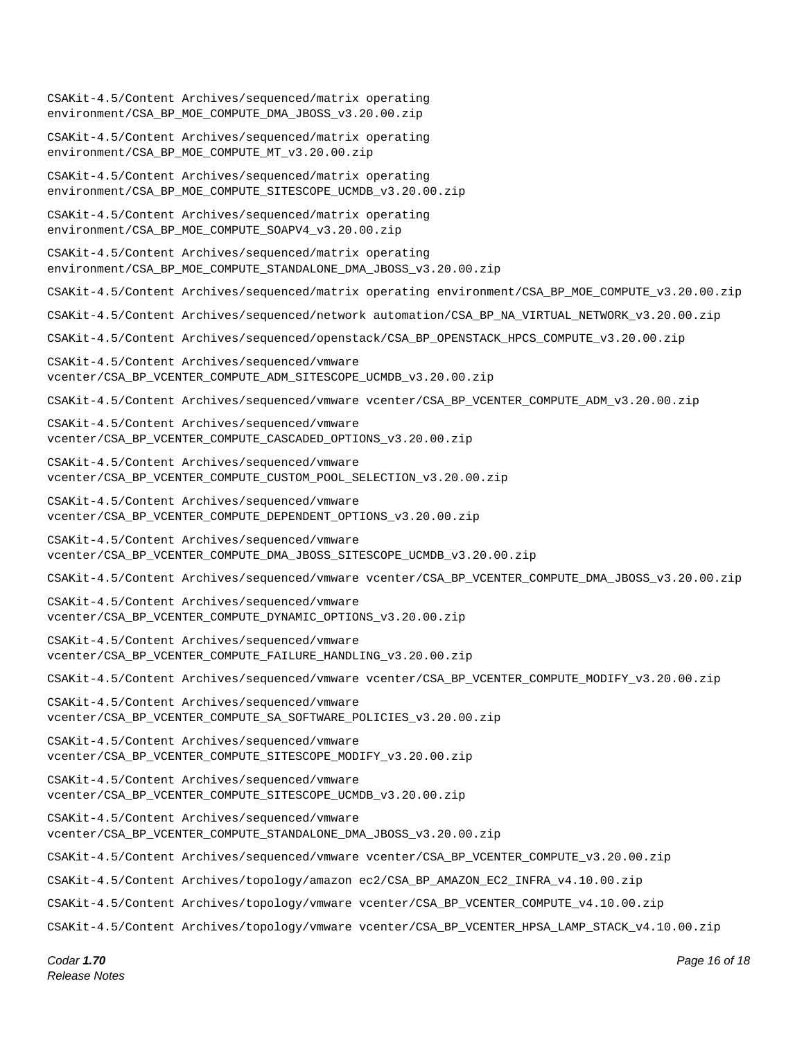CSAKit-4.5/Content Archives/sequenced/matrix operating environment/CSA_BP_MOE_COMPUTE_DMA_JBOSS_v3.20.00.zip

CSAKit-4.5/Content Archives/sequenced/matrix operating environment/CSA_BP_MOE_COMPUTE_MT_v3.20.00.zip

CSAKit-4.5/Content Archives/sequenced/matrix operating environment/CSA_BP_MOE_COMPUTE_SITESCOPE_UCMDB_v3.20.00.zip

CSAKit-4.5/Content Archives/sequenced/matrix operating environment/CSA_BP_MOE_COMPUTE_SOAPV4_v3.20.00.zip

CSAKit-4.5/Content Archives/sequenced/matrix operating environment/CSA_BP_MOE_COMPUTE_STANDALONE_DMA_JBOSS_v3.20.00.zip

CSAKit-4.5/Content Archives/sequenced/matrix operating environment/CSA_BP_MOE_COMPUTE_v3.20.00.zip

CSAKit-4.5/Content Archives/sequenced/network automation/CSA_BP_NA_VIRTUAL_NETWORK_v3.20.00.zip

CSAKit-4.5/Content Archives/sequenced/openstack/CSA_BP_OPENSTACK_HPCS_COMPUTE_v3.20.00.zip

CSAKit-4.5/Content Archives/sequenced/vmware vcenter/CSA_BP_VCENTER_COMPUTE_ADM_SITESCOPE_UCMDB_v3.20.00.zip

CSAKit-4.5/Content Archives/sequenced/vmware vcenter/CSA_BP_VCENTER_COMPUTE_ADM_v3.20.00.zip

CSAKit-4.5/Content Archives/sequenced/vmware vcenter/CSA_BP_VCENTER_COMPUTE_CASCADED_OPTIONS_v3.20.00.zip

CSAKit-4.5/Content Archives/sequenced/vmware vcenter/CSA_BP_VCENTER_COMPUTE_CUSTOM_POOL_SELECTION_v3.20.00.zip

CSAKit-4.5/Content Archives/sequenced/vmware vcenter/CSA_BP_VCENTER_COMPUTE_DEPENDENT_OPTIONS_v3.20.00.zip

CSAKit-4.5/Content Archives/sequenced/vmware vcenter/CSA_BP_VCENTER_COMPUTE_DMA_JBOSS_SITESCOPE_UCMDB_v3.20.00.zip

CSAKit-4.5/Content Archives/sequenced/vmware vcenter/CSA_BP_VCENTER_COMPUTE_DMA_JBOSS_v3.20.00.zip

CSAKit-4.5/Content Archives/sequenced/vmware vcenter/CSA_BP_VCENTER_COMPUTE_DYNAMIC_OPTIONS_v3.20.00.zip

CSAKit-4.5/Content Archives/sequenced/vmware vcenter/CSA_BP_VCENTER_COMPUTE_FAILURE_HANDLING_v3.20.00.zip

CSAKit-4.5/Content Archives/sequenced/vmware vcenter/CSA_BP_VCENTER_COMPUTE_MODIFY_v3.20.00.zip

CSAKit-4.5/Content Archives/sequenced/vmware vcenter/CSA_BP_VCENTER_COMPUTE_SA_SOFTWARE_POLICIES_v3.20.00.zip

CSAKit-4.5/Content Archives/sequenced/vmware vcenter/CSA_BP_VCENTER_COMPUTE_SITESCOPE_MODIFY_v3.20.00.zip

CSAKit-4.5/Content Archives/sequenced/vmware vcenter/CSA_BP_VCENTER_COMPUTE_SITESCOPE_UCMDB_v3.20.00.zip

CSAKit-4.5/Content Archives/sequenced/vmware vcenter/CSA_BP_VCENTER_COMPUTE_STANDALONE_DMA_JBOSS_v3.20.00.zip

CSAKit-4.5/Content Archives/sequenced/vmware vcenter/CSA_BP_VCENTER_COMPUTE_v3.20.00.zip

CSAKit-4.5/Content Archives/topology/amazon ec2/CSA_BP_AMAZON_EC2_INFRA_v4.10.00.zip

CSAKit-4.5/Content Archives/topology/vmware vcenter/CSA_BP_VCENTER_COMPUTE_v4.10.00.zip

CSAKit-4.5/Content Archives/topology/vmware vcenter/CSA_BP_VCENTER_HPSA_LAMP_STACK_v4.10.00.zip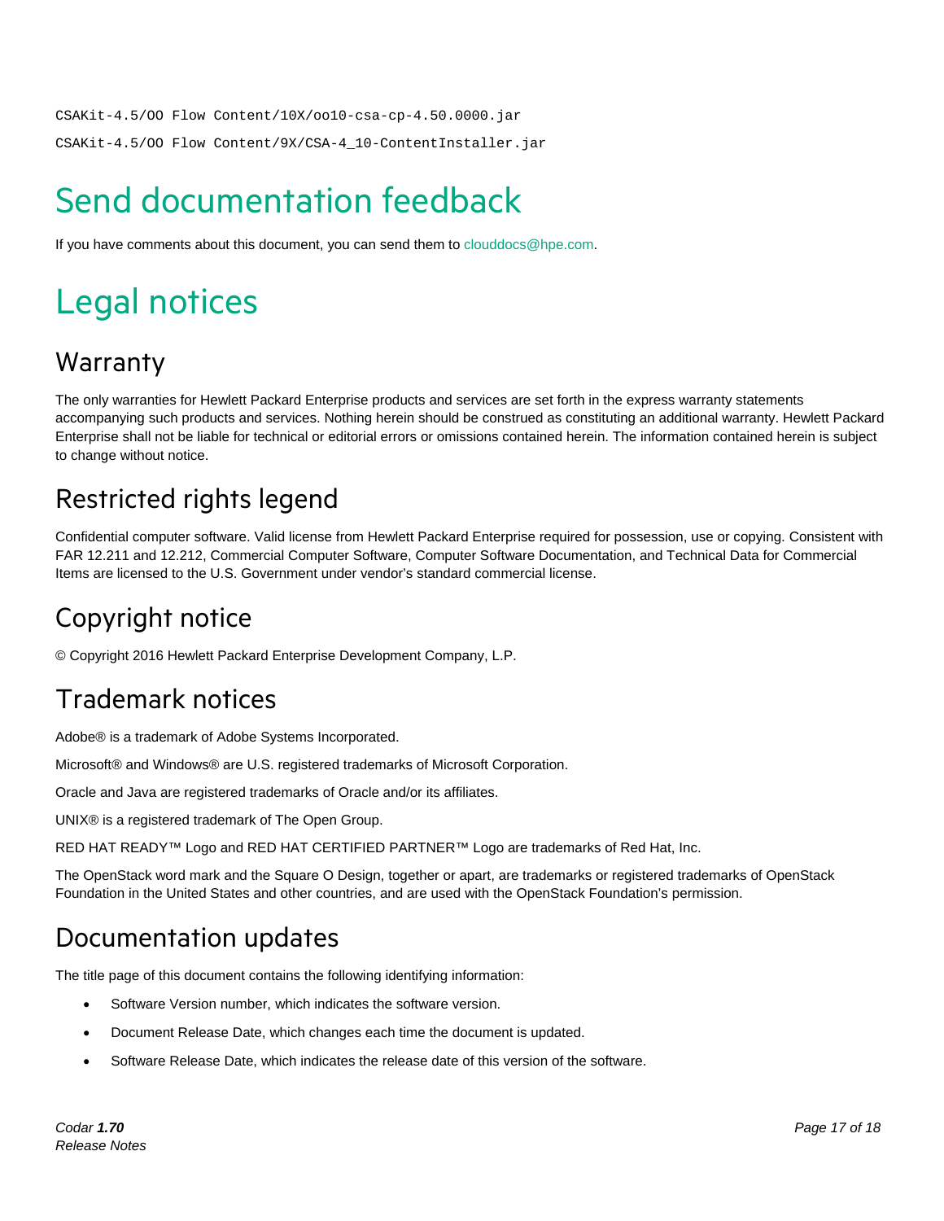```
CSAKit-4.5/OO Flow Content/10X/oo10-csa-cp-4.50.0000.jar
CSAKit-4.5/OO Flow Content/9X/CSA-4_10-ContentInstaller.jar
```

# Send documentation feedback

If you have comments about this document, you can send them to clouddocs@hpe.com.

# Legal notices

## Warranty

The only warranties for Hewlett Packard Enterprise products and services are set forth in the express warranty statements accompanying such products and services. Nothing herein should be construed as constituting an additional warranty. Hewlett Packard Enterprise shall not be liable for technical or editorial errors or omissions contained herein. The information contained herein is subject to change without notice.

## Restricted rights legend

Confidential computer software. Valid license from Hewlett Packard Enterprise required for possession, use or copying. Consistent with FAR 12.211 and 12.212, Commercial Computer Software, Computer Software Documentation, and Technical Data for Commercial Items are licensed to the U.S. Government under vendor's standard commercial license.

## Copyright notice

© Copyright 2016 Hewlett Packard Enterprise Development Company, L.P.

## Trademark notices

Adobe® is a trademark of Adobe Systems Incorporated.

Microsoft® and Windows® are U.S. registered trademarks of Microsoft Corporation.

Oracle and Java are registered trademarks of Oracle and/or its affiliates.

UNIX® is a registered trademark of The Open Group.

RED HAT READY™ Logo and RED HAT CERTIFIED PARTNER™ Logo are trademarks of Red Hat, Inc.

The OpenStack word mark and the Square O Design, together or apart, are trademarks or registered trademarks of OpenStack Foundation in the United States and other countries, and are used with the OpenStack Foundation's permission.

## Documentation updates

The title page of this document contains the following identifying information:

- Software Version number, which indicates the software version.
- Document Release Date, which changes each time the document is updated.
- Software Release Date, which indicates the release date of this version of the software.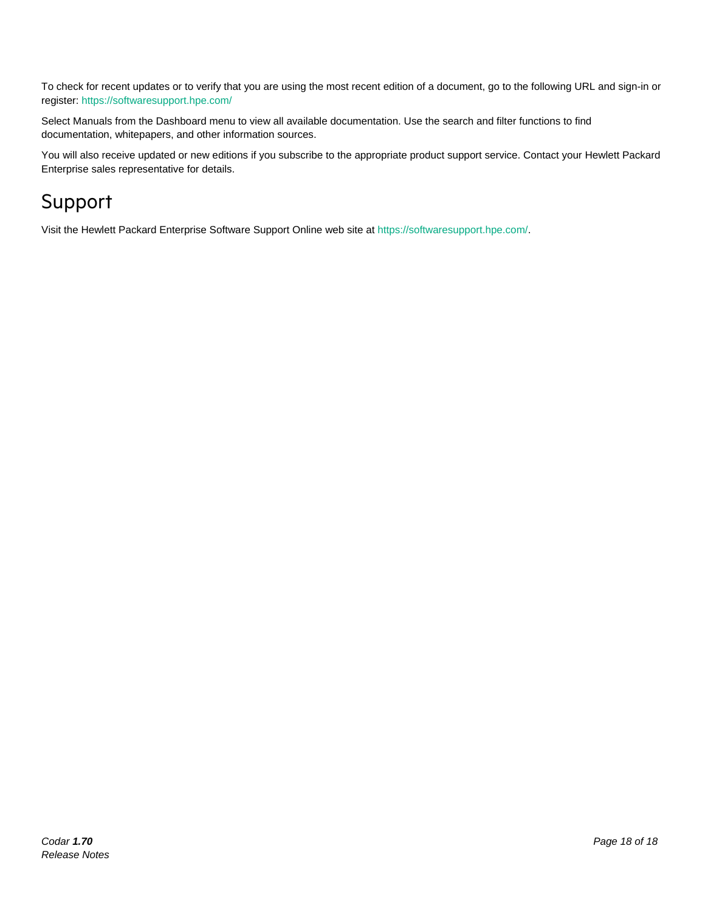To check for recent updates or to verify that you are using the most recent edition of a document, go to the following URL and sign-in or register: https://softwaresupport.hpe.com/

Select Manuals from the Dashboard menu to view all available documentation. Use the search and filter functions to find documentation, whitepapers, and other information sources.

You will also receive updated or new editions if you subscribe to the appropriate product support service. Contact your Hewlett Packard Enterprise sales representative for details.

# Support

Visit the Hewlett Packard Enterprise Software Support Online web site at https://softwaresupport.hpe.com/.